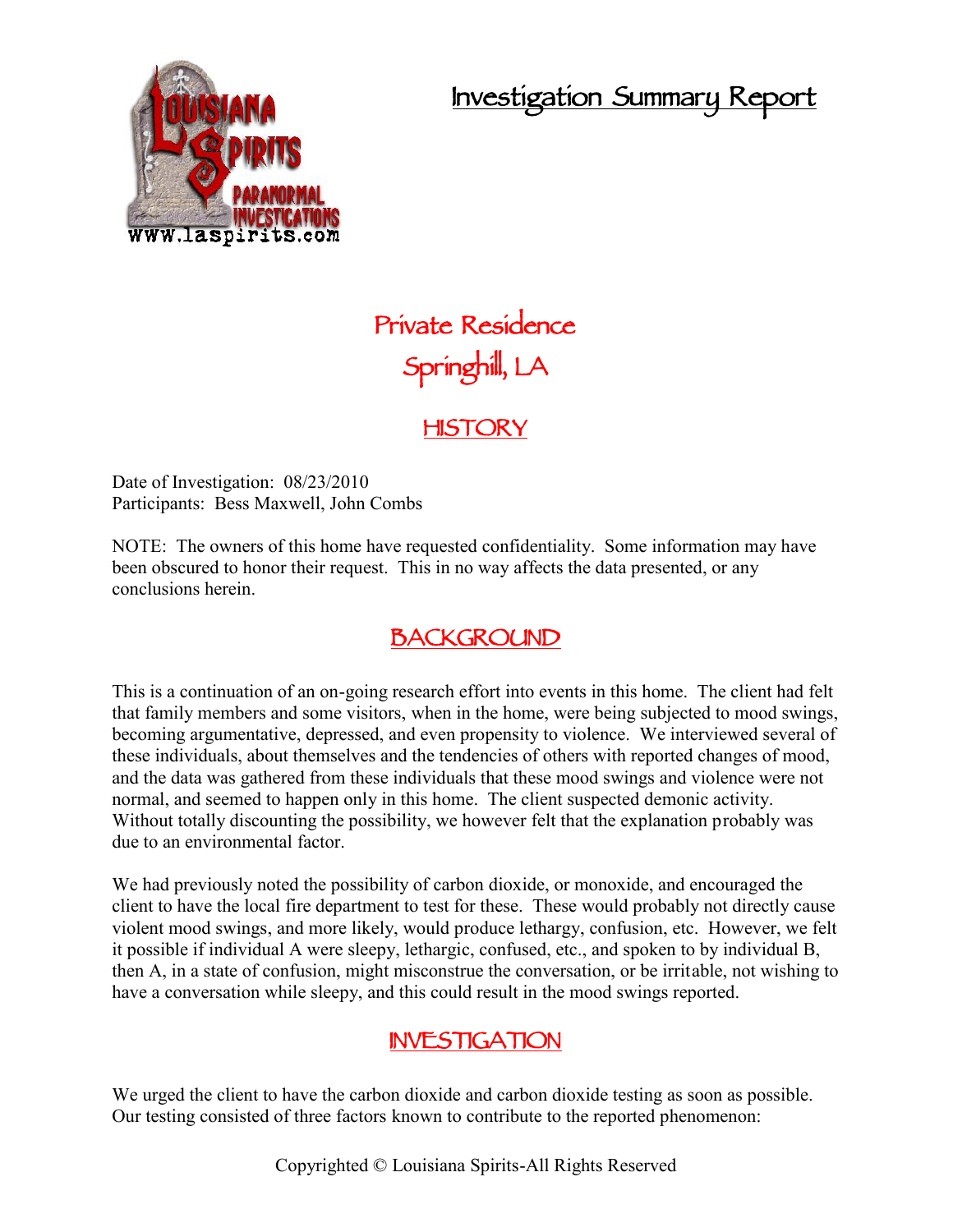# Investigation Summary Report

## Private Residence
## Springhill, LA

## HISTORY

Date of Investigation: 08/23/2010
Participants: Bess Maxwell, John Combs

NOTE: The owners of this home have requested confidentiality. Some information may have been obscured to honor their request. This in no way affects the data presented, or any conclusions herein.

## BACKGROUND

This is a continuation of an on-going research effort into events in this home. The client had felt that family members and some visitors, when in the home, were being subjected to mood swings, becoming argumentative, depressed, and even propensity to violence. We interviewed several of these individuals, about themselves and the tendencies of others with reported changes of mood, and the data was gathered from these individuals that these mood swings and violence were not normal, and seemed to happen only in this home. The client suspected demonic activity. Without totally discounting the possibility, we however felt that the explanation probably was due to an environmental factor.

We had previously noted the possibility of carbon dioxide, or monoxide, and encouraged the client to have the local fire department to test for these. These would probably not directly cause violent mood swings, and more likely, would produce lethargy, confusion, etc. However, we felt it possible if individual A were sleepy, lethargic, confused, etc., and spoken to by individual B, then A, in a state of confusion, might misconstrue the conversation, or be irritable, not wishing to have a conversation while sleepy, and this could result in the mood swings reported.

## INVESTIGATION

We urged the client to have the carbon dioxide and carbon dioxide testing as soon as possible. Our testing consisted of three factors known to contribute to the reported phenomenon: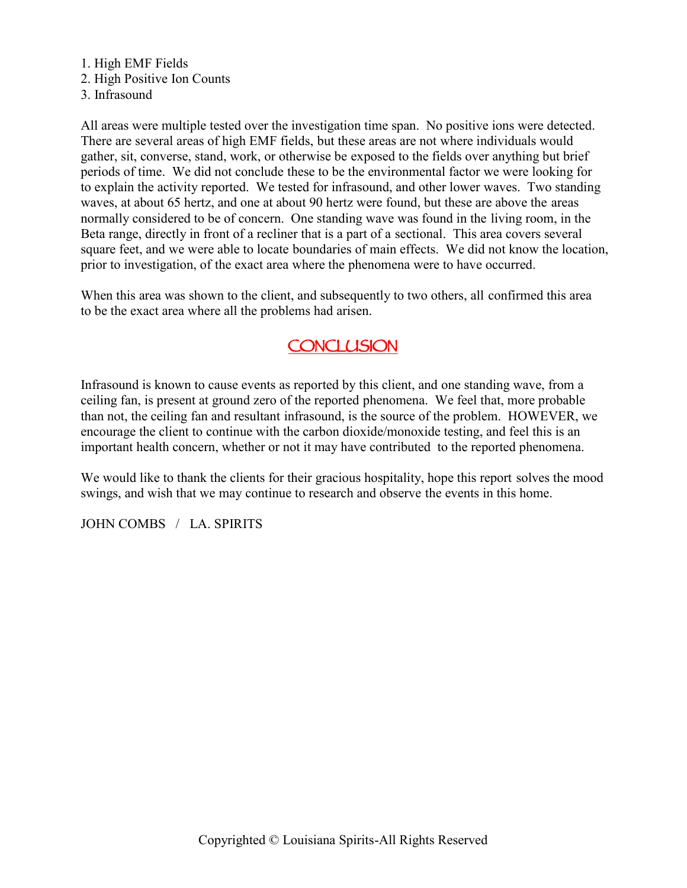1. High EMF Fields
2. High Positive Ion Counts
3. Infrasound

All areas were multiple tested over the investigation time span. No positive ions were detected. There are several areas of high EMF fields, but these areas are not where individuals would gather, sit, converse, stand, work, or otherwise be exposed to the fields over anything but brief periods of time. We did not conclude these to be the environmental factor we were looking for to explain the activity reported. We tested for infrasound, and other lower waves. Two standing waves, at about 65 hertz, and one at about 90 hertz were found, but these are above the areas normally considered to be of concern. One standing wave was found in the living room, in the Beta range, directly in front of a recliner that is a part of a sectional. This area covers several square feet, and we were able to locate boundaries of main effects. We did not know the location, prior to investigation, of the exact area where the phenomena were to have occurred.

When this area was shown to the client, and subsequently to two others, all confirmed this area to be the exact area where all the problems had arisen.

## CONCLUSION

Infrasound is known to cause events as reported by this client, and one standing wave, from a ceiling fan, is present at ground zero of the reported phenomena. We feel that, more probable than not, the ceiling fan and resultant infrasound, is the source of the problem. HOWEVER, we encourage the client to continue with the carbon dioxide/monoxide testing, and feel this is an important health concern, whether or not it may have contributed to the reported phenomena.

We would like to thank the clients for their gracious hospitality, hope this report solves the mood swings, and wish that we may continue to research and observe the events in this home.

JOHN COMBS / LA. SPIRITS

Copyrighted © Louisiana Spirits-All Rights Reserved